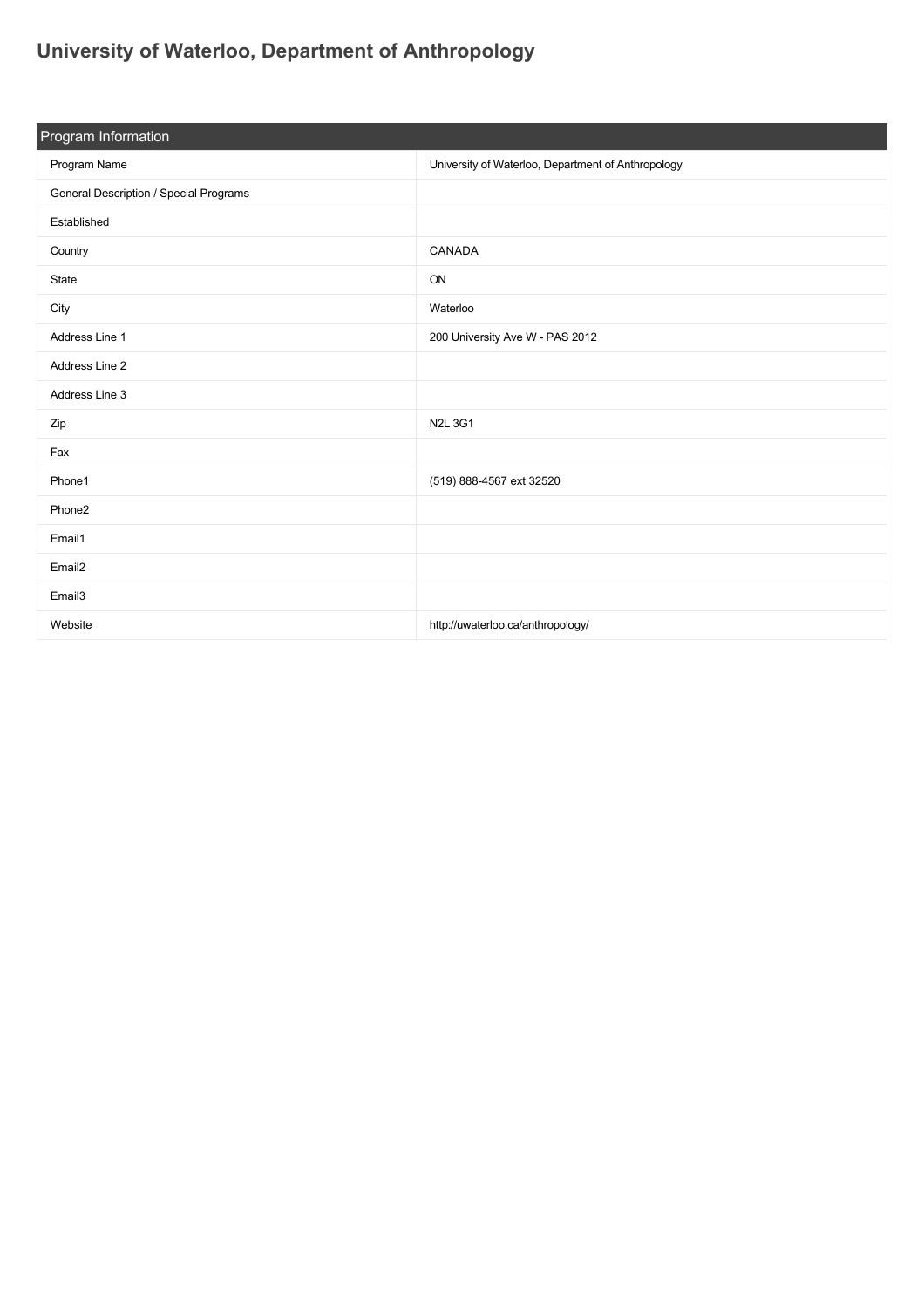# University of Waterloo, Department of Anthropology

| Program Information | |
|---|---|
| Program Name | University of Waterloo, Department of Anthropology |
| General Description / Special Programs | |
| Established | |
| Country | CANADA |
| State | ON |
| City | Waterloo |
| Address Line 1 | 200 University Ave W - PAS 2012 |
| Address Line 2 | |
| Address Line 3 | |
| Zip | N2L 3G1 |
| Fax | |
| Phone1 | (519) 888-4567 ext 32520 |
| Phone2 | |
| Email1 | |
| Email2 | |
| Email3 | |
| Website | http://uwaterloo.ca/anthropology/ |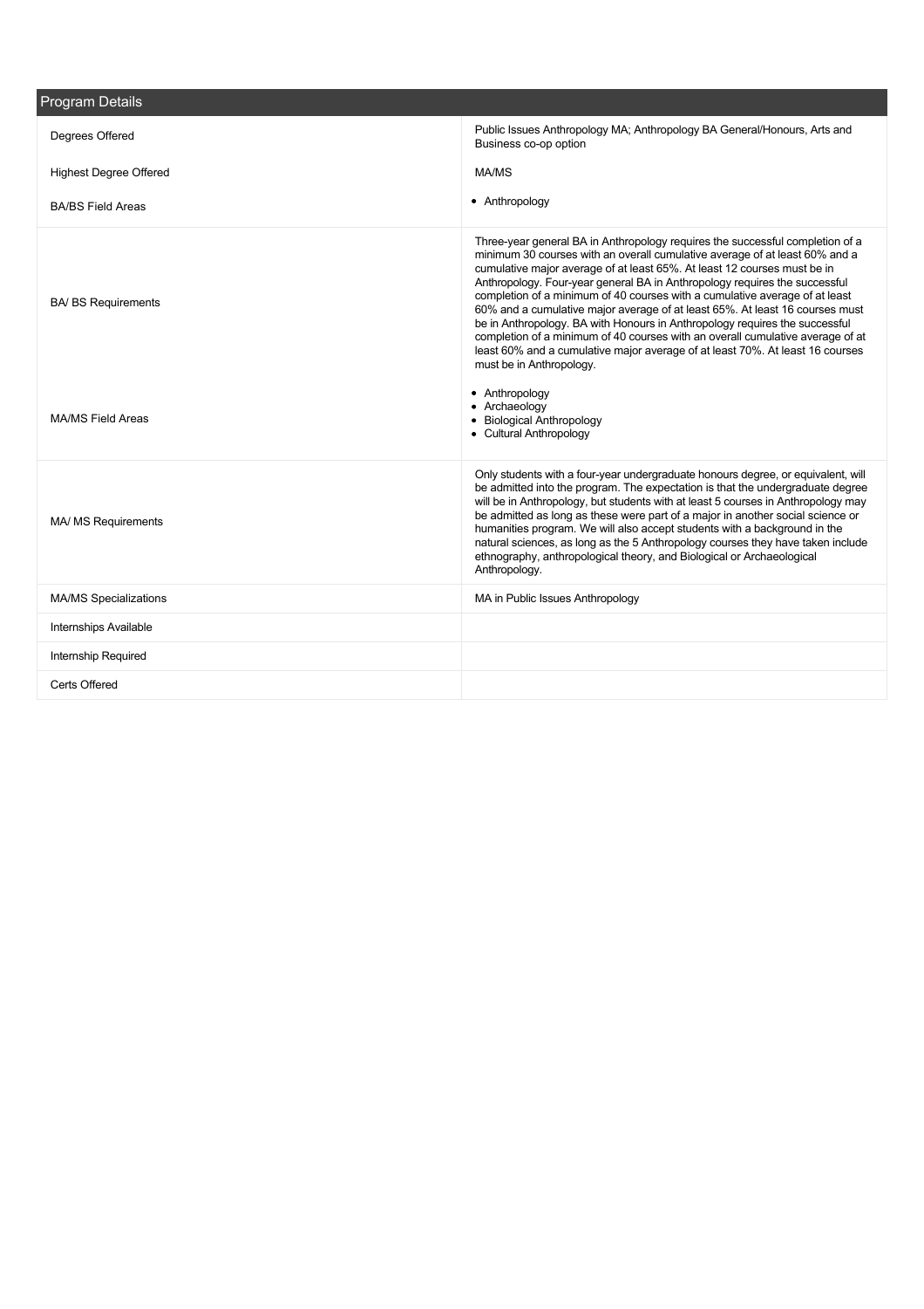## Program Details

| | |
|---|---|
| Degrees Offered | Public Issues Anthropology MA; Anthropology BA General/Honours, Arts and Business co-op option |
| Highest Degree Offered | MA/MS |
| BA/BS Field Areas | • Anthropology |
| BA/ BS Requirements | Three-year general BA in Anthropology requires the successful completion of a minimum 30 courses with an overall cumulative average of at least 60% and a cumulative major average of at least 65%. At least 12 courses must be in Anthropology. Four-year general BA in Anthropology requires the successful completion of a minimum of 40 courses with a cumulative average of at least 60% and a cumulative major average of at least 65%. At least 16 courses must be in Anthropology. BA with Honours in Anthropology requires the successful completion of a minimum of 40 courses with an overall cumulative average of at least 60% and a cumulative major average of at least 70%. At least 16 courses must be in Anthropology. |
| MA/MS Field Areas | • Anthropology<br>• Archaeology<br>• Biological Anthropology<br>• Cultural Anthropology |
| MA/ MS Requirements | Only students with a four-year undergraduate honours degree, or equivalent, will be admitted into the program. The expectation is that the undergraduate degree will be in Anthropology, but students with at least 5 courses in Anthropology may be admitted as long as these were part of a major in another social science or humanities program. We will also accept students with a background in the natural sciences, as long as the 5 Anthropology courses they have taken include ethnography, anthropological theory, and Biological or Archaeological Anthropology. |
| MA/MS Specializations | MA in Public Issues Anthropology |
| Internships Available | |
| Internship Required | |
| Certs Offered | |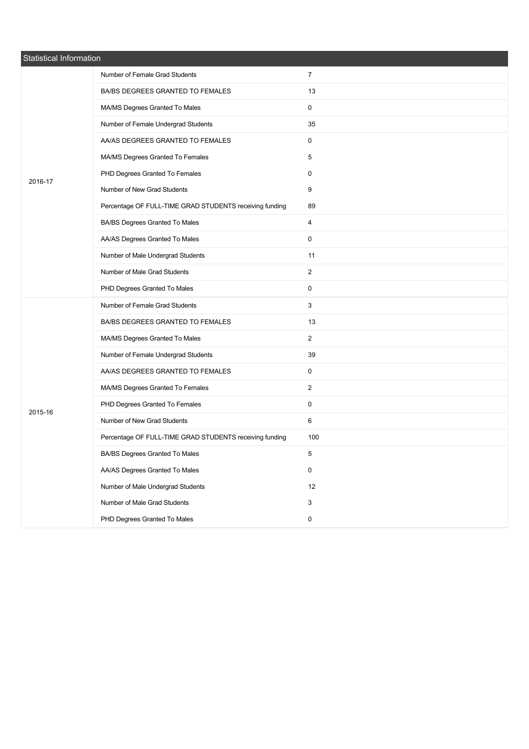## Statistical Information

| Year | Item | Value |
|---|---|---|
| 2016-17 | Number of Female Grad Students | 7 |
| | BA/BS DEGREES GRANTED TO FEMALES | 13 |
| | MA/MS Degrees Granted To Males | 0 |
| | Number of Female Undergrad Students | 35 |
| | AA/AS DEGREES GRANTED TO FEMALES | 0 |
| | MA/MS Degrees Granted To Females | 5 |
| | PHD Degrees Granted To Females | 0 |
| | Number of New Grad Students | 9 |
| | Percentage OF FULL-TIME GRAD STUDENTS receiving funding | 89 |
| | BA/BS Degrees Granted To Males | 4 |
| | AA/AS Degrees Granted To Males | 0 |
| | Number of Male Undergrad Students | 11 |
| | Number of Male Grad Students | 2 |
| | PHD Degrees Granted To Males | 0 |
| 2015-16 | Number of Female Grad Students | 3 |
| | BA/BS DEGREES GRANTED TO FEMALES | 13 |
| | MA/MS Degrees Granted To Males | 2 |
| | Number of Female Undergrad Students | 39 |
| | AA/AS DEGREES GRANTED TO FEMALES | 0 |
| | MA/MS Degrees Granted To Females | 2 |
| | PHD Degrees Granted To Females | 0 |
| | Number of New Grad Students | 6 |
| | Percentage OF FULL-TIME GRAD STUDENTS receiving funding | 100 |
| | BA/BS Degrees Granted To Males | 5 |
| | AA/AS Degrees Granted To Males | 0 |
| | Number of Male Undergrad Students | 12 |
| | Number of Male Grad Students | 3 |
| | PHD Degrees Granted To Males | 0 |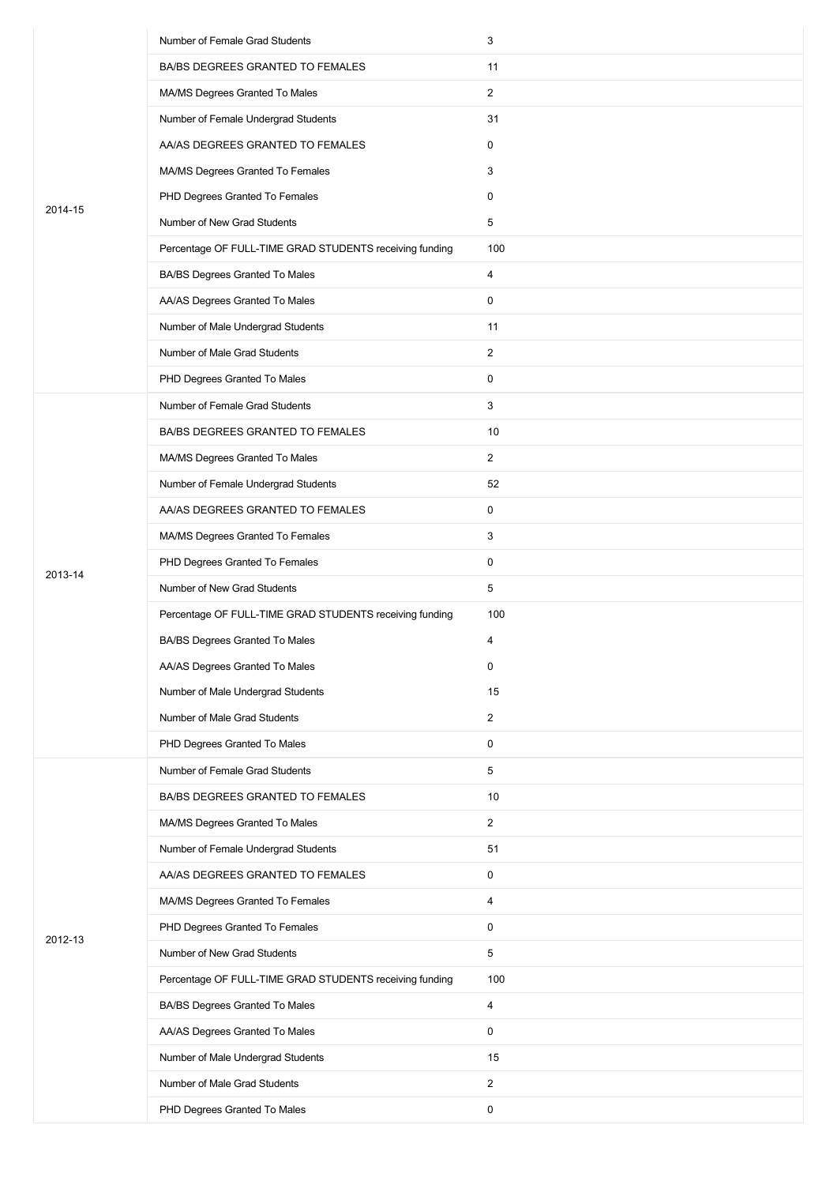| | | |
|---|---|---|
| 2014-15 | Number of Female Grad Students | 3 |
| | BA/BS DEGREES GRANTED TO FEMALES | 11 |
| | MA/MS Degrees Granted To Males | 2 |
| | Number of Female Undergrad Students | 31 |
| | AA/AS DEGREES GRANTED TO FEMALES | 0 |
| | MA/MS Degrees Granted To Females | 3 |
| | PHD Degrees Granted To Females | 0 |
| | Number of New Grad Students | 5 |
| | Percentage OF FULL-TIME GRAD STUDENTS receiving funding | 100 |
| | BA/BS Degrees Granted To Males | 4 |
| | AA/AS Degrees Granted To Males | 0 |
| | Number of Male Undergrad Students | 11 |
| | Number of Male Grad Students | 2 |
| | PHD Degrees Granted To Males | 0 |
| 2013-14 | Number of Female Grad Students | 3 |
| | BA/BS DEGREES GRANTED TO FEMALES | 10 |
| | MA/MS Degrees Granted To Males | 2 |
| | Number of Female Undergrad Students | 52 |
| | AA/AS DEGREES GRANTED TO FEMALES | 0 |
| | MA/MS Degrees Granted To Females | 3 |
| | PHD Degrees Granted To Females | 0 |
| | Number of New Grad Students | 5 |
| | Percentage OF FULL-TIME GRAD STUDENTS receiving funding | 100 |
| | BA/BS Degrees Granted To Males | 4 |
| | AA/AS Degrees Granted To Males | 0 |
| | Number of Male Undergrad Students | 15 |
| | Number of Male Grad Students | 2 |
| | PHD Degrees Granted To Males | 0 |
| 2012-13 | Number of Female Grad Students | 5 |
| | BA/BS DEGREES GRANTED TO FEMALES | 10 |
| | MA/MS Degrees Granted To Males | 2 |
| | Number of Female Undergrad Students | 51 |
| | AA/AS DEGREES GRANTED TO FEMALES | 0 |
| | MA/MS Degrees Granted To Females | 4 |
| | PHD Degrees Granted To Females | 0 |
| | Number of New Grad Students | 5 |
| | Percentage OF FULL-TIME GRAD STUDENTS receiving funding | 100 |
| | BA/BS Degrees Granted To Males | 4 |
| | AA/AS Degrees Granted To Males | 0 |
| | Number of Male Undergrad Students | 15 |
| | Number of Male Grad Students | 2 |
| | PHD Degrees Granted To Males | 0 |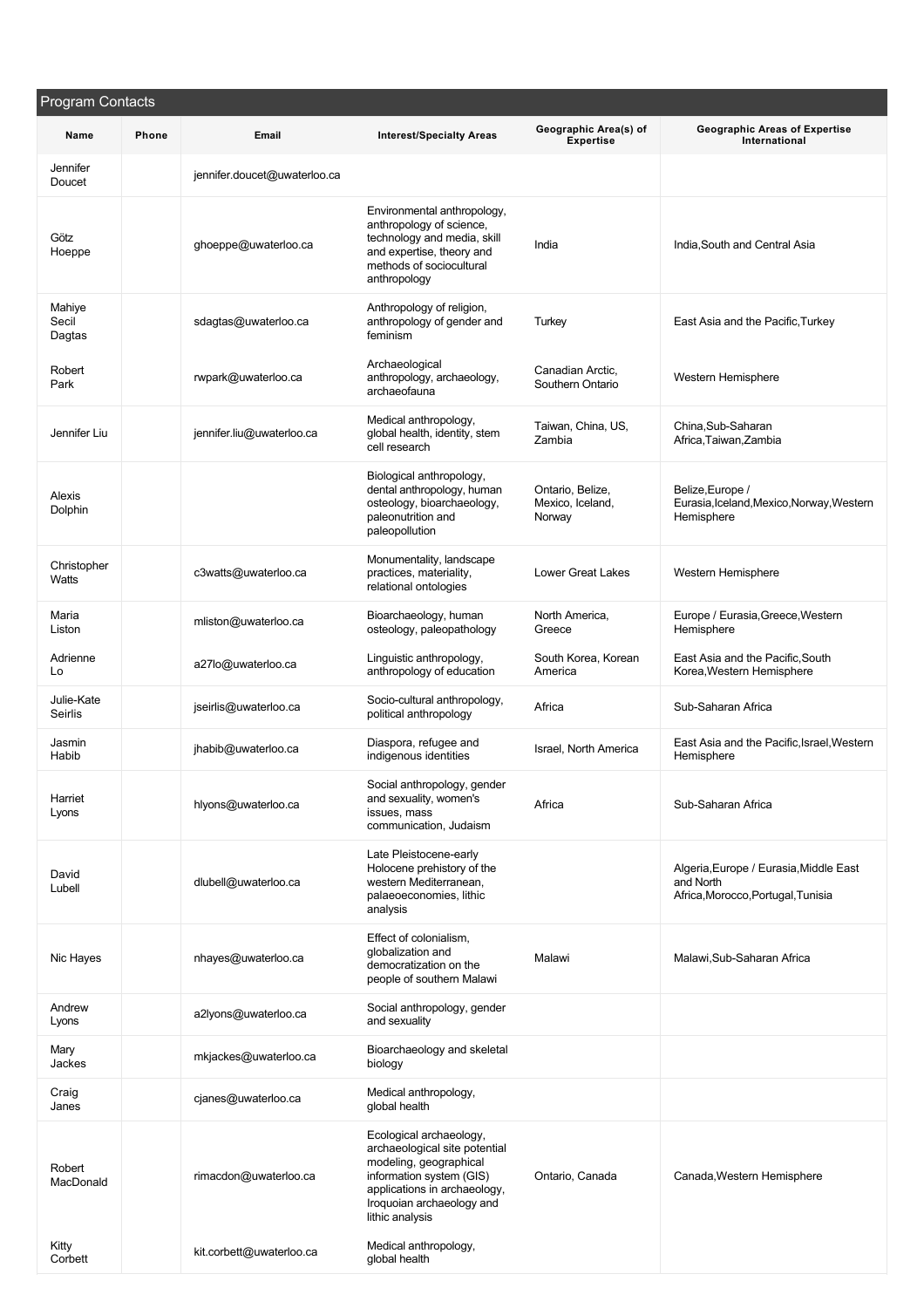## Program Contacts

| Name | Phone | Email | Interest/Specialty Areas | Geographic Area(s) of Expertise | Geographic Areas of Expertise International |
|---|---|---|---|---|---|
| Jennifer Doucet | | jennifer.doucet@uwaterloo.ca | | | |
| Götz Hoeppe | | ghoeppe@uwaterloo.ca | Environmental anthropology, anthropology of science, technology and media, skill and expertise, theory and methods of sociocultural anthropology | India | India,South and Central Asia |
| Mahiye Secil Dagtas | | sdagtas@uwaterloo.ca | Anthropology of religion, anthropology of gender and feminism | Turkey | East Asia and the Pacific,Turkey |
| Robert Park | | rwpark@uwaterloo.ca | Archaeological anthropology, archaeology, archaeofauna | Canadian Arctic, Southern Ontario | Western Hemisphere |
| Jennifer Liu | | jennifer.liu@uwaterloo.ca | Medical anthropology, global health, identity, stem cell research | Taiwan, China, US, Zambia | China,Sub-Saharan Africa,Taiwan,Zambia |
| Alexis Dolphin | | | Biological anthropology, dental anthropology, human osteology, bioarchaeology, paleonutrition and paleopollution | Ontario, Belize, Mexico, Iceland, Norway | Belize,Europe / Eurasia,Iceland,Mexico,Norway,Western Hemisphere |
| Christopher Watts | | c3watts@uwaterloo.ca | Monumentality, landscape practices, materiality, relational ontologies | Lower Great Lakes | Western Hemisphere |
| Maria Liston | | mliston@uwaterloo.ca | Bioarchaeology, human osteology, paleopathology | North America, Greece | Europe / Eurasia,Greece,Western Hemisphere |
| Adrienne Lo | | a27lo@uwaterloo.ca | Linguistic anthropology, anthropology of education | South Korea, Korean America | East Asia and the Pacific,South Korea,Western Hemisphere |
| Julie-Kate Seirlis | | jseirlis@uwaterloo.ca | Socio-cultural anthropology, political anthropology | Africa | Sub-Saharan Africa |
| Jasmin Habib | | jhabib@uwaterloo.ca | Diaspora, refugee and indigenous identities | Israel, North America | East Asia and the Pacific,Israel,Western Hemisphere |
| Harriet Lyons | | hlyons@uwaterloo.ca | Social anthropology, gender and sexuality, women's issues, mass communication, Judaism | Africa | Sub-Saharan Africa |
| David Lubell | | dlubell@uwaterloo.ca | Late Pleistocene-early Holocene prehistory of the western Mediterranean, palaeoeconomies, lithic analysis | | Algeria,Europe / Eurasia,Middle East and North Africa,Morocco,Portugal,Tunisia |
| Nic Hayes | | nhayes@uwaterloo.ca | Effect of colonialism, globalization and democratization on the people of southern Malawi | Malawi | Malawi,Sub-Saharan Africa |
| Andrew Lyons | | a2lyons@uwaterloo.ca | Social anthropology, gender and sexuality | | |
| Mary Jackes | | mkjackes@uwaterloo.ca | Bioarchaeology and skeletal biology | | |
| Craig Janes | | cjanes@uwaterloo.ca | Medical anthropology, global health | | |
| Robert MacDonald | | rimacdon@uwaterloo.ca | Ecological archaeology, archaeological site potential modeling, geographical information system (GIS) applications in archaeology, Iroquoian archaeology and lithic analysis | Ontario, Canada | Canada,Western Hemisphere |
| Kitty Corbett | | kit.corbett@uwaterloo.ca | Medical anthropology, global health | | |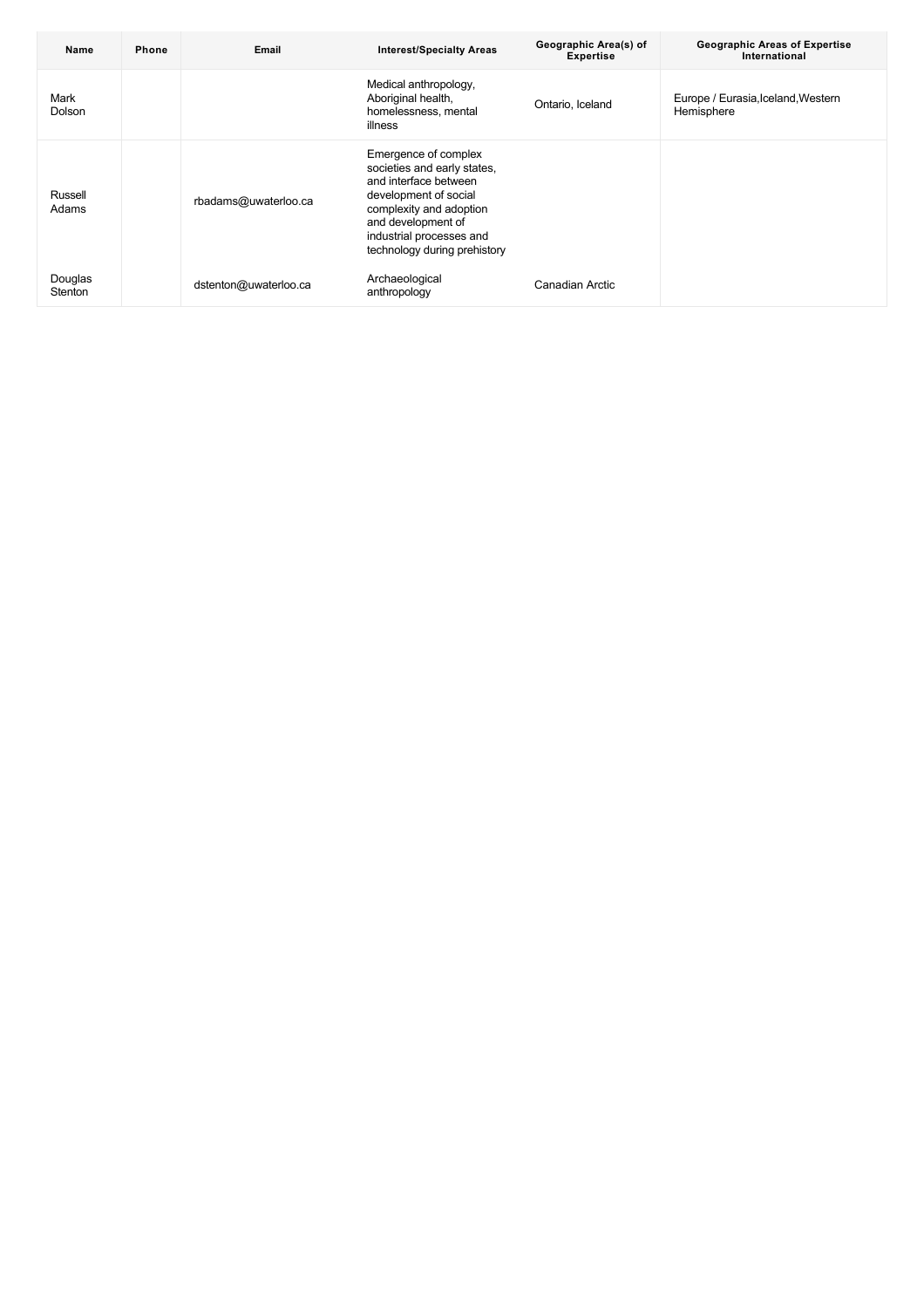| Name | Phone | Email | Interest/Specialty Areas | Geographic Area(s) of Expertise | Geographic Areas of Expertise International |
|---|---|---|---|---|---|
| Mark Dolson | | | Medical anthropology, Aboriginal health, homelessness, mental illness | Ontario, Iceland | Europe / Eurasia,Iceland,Western Hemisphere |
| Russell Adams | | rbadams@uwaterloo.ca | Emergence of complex societies and early states, and interface between development of social complexity and adoption and development of industrial processes and technology during prehistory | | |
| Douglas Stenton | | dstenton@uwaterloo.ca | Archaeological anthropology | Canadian Arctic | |